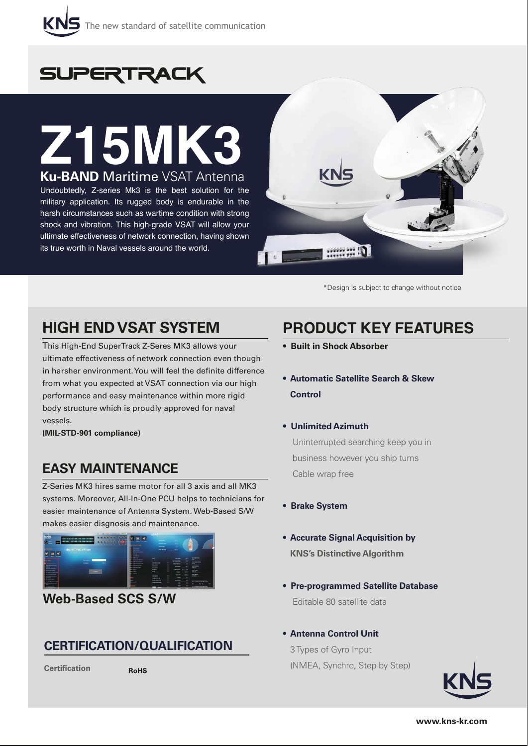KNS The new standard of satellite communication

# SUPERTRACK

# Z15MK3

**Ku-BAND** Maritime VSAT Antenna

Undoubtedly, Z-series Mk3 is the best solution for the military application. Its rugged body is endurable in the harsh circumstances such as wartime condition with strong shock and vibration. This high-grade VSAT will allow your ultimate effectiveness of network connection, having shown its true worth in Naval vessels around the world.

*Design is subject to change without notice

## HIGH END VSAT SYSTEM

This High-End SuperTrack Z-Seres MK3 allows your ultimate effectiveness of network connection even though in harsher environment. You will feel the definite difference from what you expected at VSAT connection via our high performance and easy maintenance within more rigid body structure which is proudly approved for naval vessels.

**(MIL-STD-901 compliance)**

## EASY MAINTENANCE

Z-Series MK3 hires same motor for all 3 axis and all MK3 systems. Moreover, All-In-One PCU helps to technicians for easier maintenance of Antenna System. Web-Based S/W makes easier disgnosis and maintenance.

**Web-Based SCS S/W**

## CERTIFICATION/QUALIFICATION

| Certification | RoHS |
|---|---|

## PRODUCT KEY FEATURES

- **Built in Shock Absorber**
- **Automatic Satellite Search & Skew Control**
- **Unlimited Azimuth**
  Uninterrupted searching keep you in business however you ship turns
  Cable wrap free
- **Brake System**
- **Accurate Signal Acquisition by KNS's Distinctive Algorithm**
- **Pre-programmed Satellite Database**
  Editable 80 satellite data
- **Antenna Control Unit**
  3 Types of Gyro Input
  (NMEA, Synchro, Step by Step)

www.kns-kr.com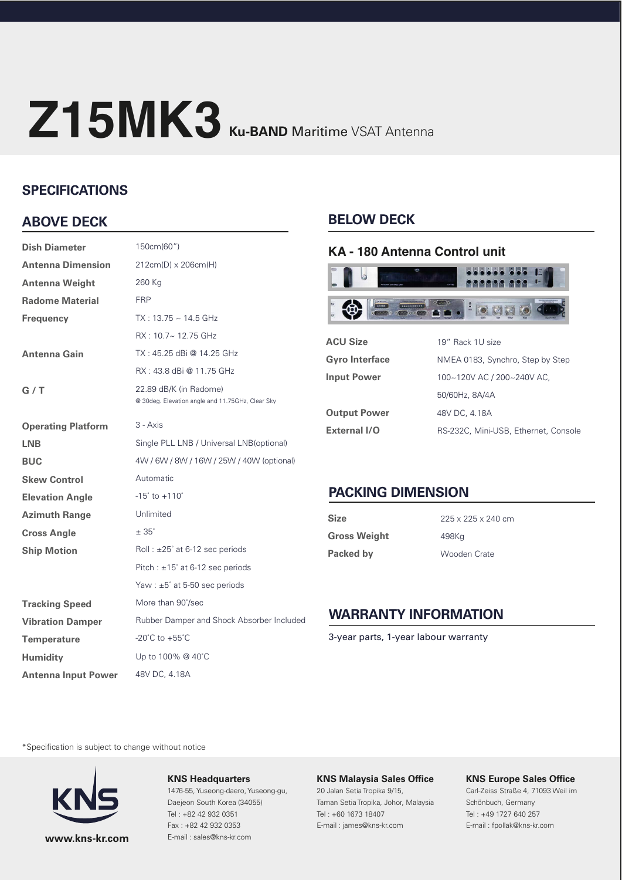# Z15MK3 **Ku-BAND** Maritime VSAT Antenna

## SPECIFICATIONS

### ABOVE DECK

| | |
|---|---|
| **Dish Diameter** | 150cm(60") |
| **Antenna Dimension** | 212cm(D) x 206cm(H) |
| **Antenna Weight** | 260 Kg |
| **Radome Material** | FRP |
| **Frequency** | TX : 13.75 ~ 14.5 GHz<br>RX : 10.7~ 12.75 GHz |
| **Antenna Gain** | TX : 45.25 dBi @ 14.25 GHz<br>RX : 43.8 dBi @ 11.75 GHz |
| **G / T** | 22.89 dB/K (in Radome)<br>@ 30deg. Elevation angle and 11.75GHz, Clear Sky |
| **Operating Platform** | 3 - Axis |
| **LNB** | Single PLL LNB / Universal LNB(optional) |
| **BUC** | 4W / 6W / 8W / 16W / 25W / 40W (optional) |
| **Skew Control** | Automatic |
| **Elevation Angle** | -15˚ to +110˚ |
| **Azimuth Range** | Unlimited |
| **Cross Angle** | ± 35˚ |
| **Ship Motion** | Roll : ±25˚ at 6-12 sec periods<br>Pitch : ±15˚ at 6-12 sec periods<br>Yaw : ±5˚ at 5-50 sec periods |
| **Tracking Speed** | More than 90˚/sec |
| **Vibration Damper** | Rubber Damper and Shock Absorber Included |
| **Temperature** | -20˚C to +55˚C |
| **Humidity** | Up to 100% @ 40˚C |
| **Antenna Input Power** | 48V DC, 4.18A |

### BELOW DECK

#### KA - 180 Antenna Control unit

| | |
|---|---|
| **ACU Size** | 19" Rack 1U size |
| **Gyro Interface** | NMEA 0183, Synchro, Step by Step |
| **Input Power** | 100~120V AC / 200~240V AC,<br>50/60Hz, 8A/4A |
| **Output Power** | 48V DC, 4.18A |
| **External I/O** | RS-232C, Mini-USB, Ethernet, Console |

### PACKING DIMENSION

| | |
|---|---|
| **Size** | 225 x 225 x 240 cm |
| **Gross Weight** | 498Kg |
| **Packed by** | Wooden Crate |

### WARRANTY INFORMATION

3-year parts, 1-year labour warranty

*Specification is subject to change without notice

**www.kns-kr.com**

**KNS Headquarters**
1476-55, Yuseong-daero, Yuseong-gu,
Daejeon South Korea (34055)
Tel : +82 42 932 0351
Fax : +82 42 932 0353
E-mail : sales@kns-kr.com

**KNS Malaysia Sales Office**
20 Jalan Setia Tropika 9/15,
Taman Setia Tropika, Johor, Malaysia
Tel : +60 1673 18407
E-mail : james@kns-kr.com

**KNS Europe Sales Office**
Carl-Zeiss Straße 4, 71093 Weil im
Schönbuch, Germany
Tel : +49 1727 640 257
E-mail : fpollak@kns-kr.com